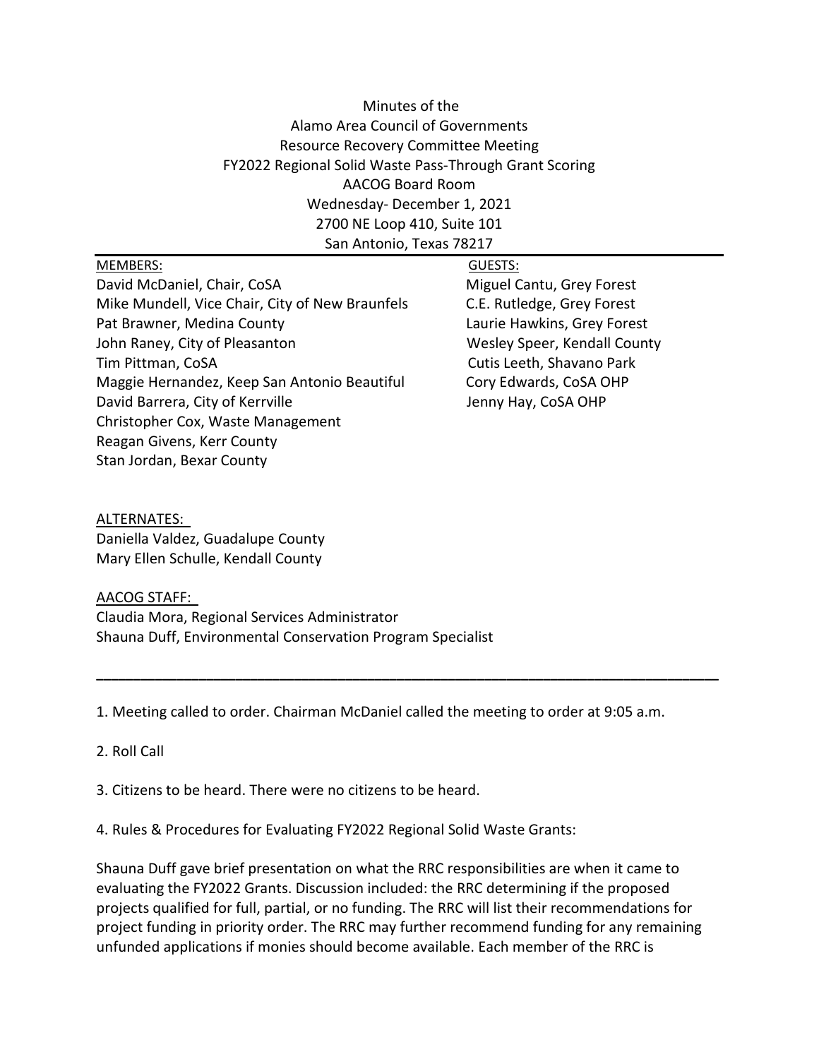Minutes of the
Alamo Area Council of Governments
Resource Recovery Committee Meeting
FY2022 Regional Solid Waste Pass-Through Grant Scoring
AACOG Board Room
Wednesday- December 1, 2021
2700 NE Loop 410, Suite 101
San Antonio, Texas 78217

---

MEMBERS:
David McDaniel, Chair, CoSA
Mike Mundell, Vice Chair, City of New Braunfels
Pat Brawner, Medina County
John Raney, City of Pleasanton
Tim Pittman, CoSA
Maggie Hernandez, Keep San Antonio Beautiful
David Barrera, City of Kerrville
Christopher Cox, Waste Management
Reagan Givens, Kerr County
Stan Jordan, Bexar County

GUESTS:
Miguel Cantu, Grey Forest
C.E. Rutledge, Grey Forest
Laurie Hawkins, Grey Forest
Wesley Speer, Kendall County
Cutis Leeth, Shavano Park
Cory Edwards, CoSA OHP
Jenny Hay, CoSA OHP

ALTERNATES:
Daniella Valdez, Guadalupe County
Mary Ellen Schulle, Kendall County

AACOG STAFF:
Claudia Mora, Regional Services Administrator
Shauna Duff, Environmental Conservation Program Specialist

---

1. Meeting called to order. Chairman McDaniel called the meeting to order at 9:05 a.m.

2. Roll Call

3. Citizens to be heard. There were no citizens to be heard.

4. Rules & Procedures for Evaluating FY2022 Regional Solid Waste Grants:

Shauna Duff gave brief presentation on what the RRC responsibilities are when it came to evaluating the FY2022 Grants. Discussion included: the RRC determining if the proposed projects qualified for full, partial, or no funding. The RRC will list their recommendations for project funding in priority order. The RRC may further recommend funding for any remaining unfunded applications if monies should become available. Each member of the RRC is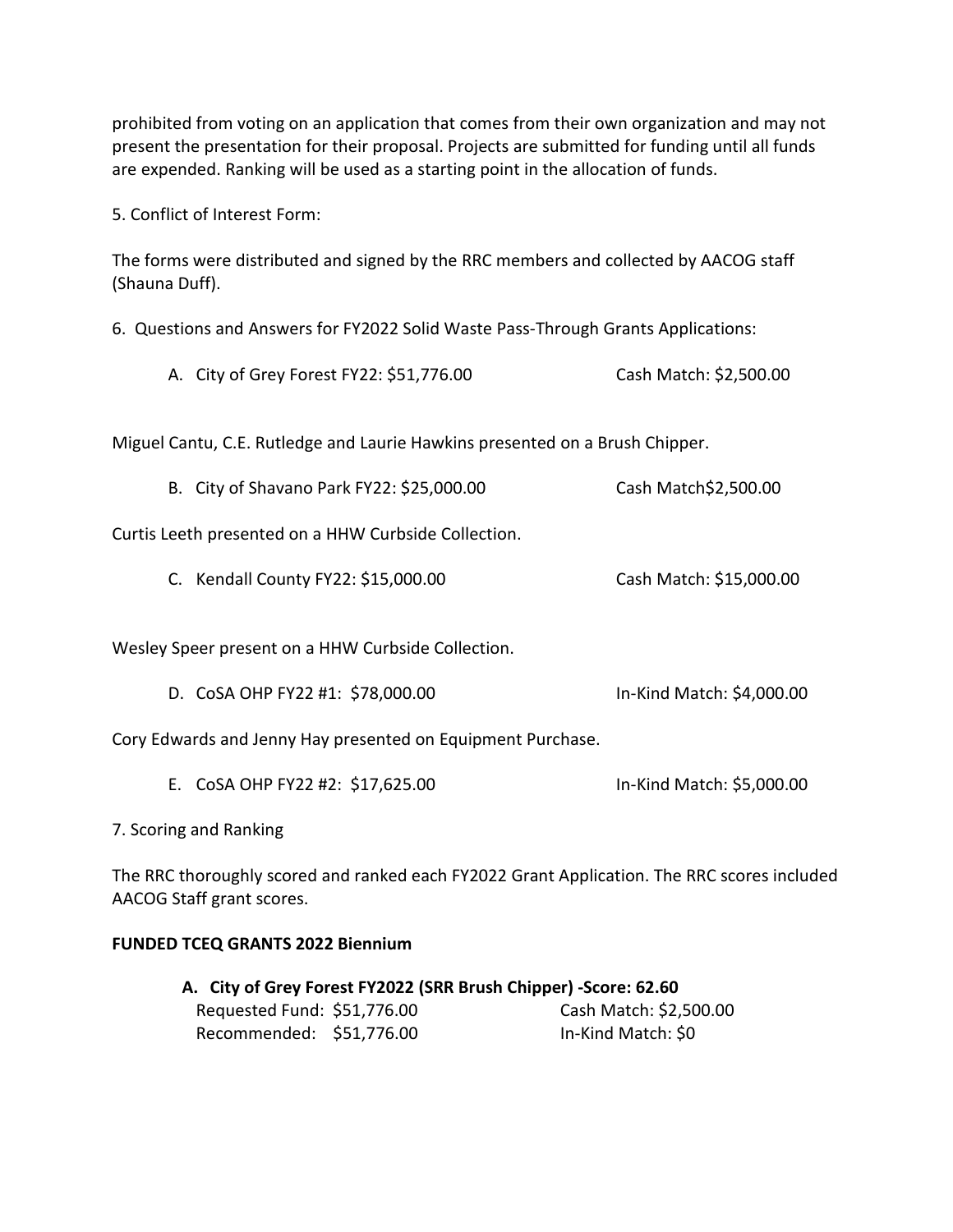prohibited from voting on an application that comes from their own organization and may not present the presentation for their proposal. Projects are submitted for funding until all funds are expended. Ranking will be used as a starting point in the allocation of funds.

5. Conflict of Interest Form:

The forms were distributed and signed by the RRC members and collected by AACOG staff (Shauna Duff).

6. Questions and Answers for FY2022 Solid Waste Pass-Through Grants Applications:

A. City of Grey Forest FY22: $51,776.00 — Cash Match: $2,500.00

Miguel Cantu, C.E. Rutledge and Laurie Hawkins presented on a Brush Chipper.

B. City of Shavano Park FY22: $25,000.00 — Cash Match$2,500.00

Curtis Leeth presented on a HHW Curbside Collection.

C. Kendall County FY22: $15,000.00 — Cash Match: $15,000.00

Wesley Speer present on a HHW Curbside Collection.

D. CoSA OHP FY22 #1: $78,000.00 — In-Kind Match: $4,000.00

Cory Edwards and Jenny Hay presented on Equipment Purchase.

E. CoSA OHP FY22 #2: $17,625.00 — In-Kind Match: $5,000.00

7. Scoring and Ranking

The RRC thoroughly scored and ranked each FY2022 Grant Application. The RRC scores included AACOG Staff grant scores.

**FUNDED TCEQ GRANTS 2022 Biennium**

**A. City of Grey Forest FY2022 (SRR Brush Chipper) -Score: 62.60**

Requested Fund: $51,776.00 — Cash Match: $2,500.00

Recommended: $51,776.00 — In-Kind Match: $0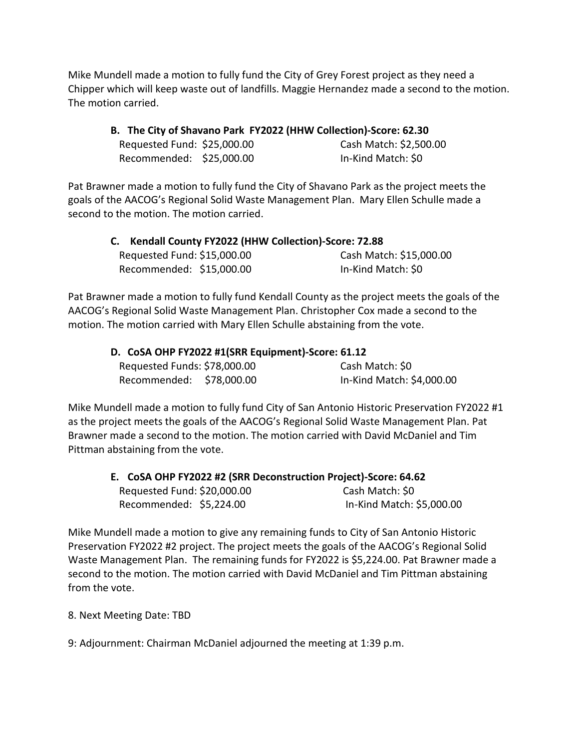Mike Mundell made a motion to fully fund the City of Grey Forest project as they need a Chipper which will keep waste out of landfills. Maggie Hernandez made a second to the motion. The motion carried.

**B. The City of Shavano Park FY2022 (HHW Collection)-Score: 62.30**

| | |
|---|---|
| Requested Fund: $25,000.00 | Cash Match: $2,500.00 |
| Recommended: $25,000.00 | In-Kind Match: $0 |

Pat Brawner made a motion to fully fund the City of Shavano Park as the project meets the goals of the AACOG's Regional Solid Waste Management Plan. Mary Ellen Schulle made a second to the motion. The motion carried.

**C. Kendall County FY2022 (HHW Collection)-Score: 72.88**

| | |
|---|---|
| Requested Fund: $15,000.00 | Cash Match: $15,000.00 |
| Recommended: $15,000.00 | In-Kind Match: $0 |

Pat Brawner made a motion to fully fund Kendall County as the project meets the goals of the AACOG's Regional Solid Waste Management Plan. Christopher Cox made a second to the motion. The motion carried with Mary Ellen Schulle abstaining from the vote.

**D. CoSA OHP FY2022 #1(SRR Equipment)-Score: 61.12**

| | |
|---|---|
| Requested Funds: $78,000.00 | Cash Match: $0 |
| Recommended: $78,000.00 | In-Kind Match: $4,000.00 |

Mike Mundell made a motion to fully fund City of San Antonio Historic Preservation FY2022 #1 as the project meets the goals of the AACOG's Regional Solid Waste Management Plan. Pat Brawner made a second to the motion. The motion carried with David McDaniel and Tim Pittman abstaining from the vote.

**E. CoSA OHP FY2022 #2 (SRR Deconstruction Project)-Score: 64.62**

| | |
|---|---|
| Requested Fund: $20,000.00 | Cash Match: $0 |
| Recommended: $5,224.00 | In-Kind Match: $5,000.00 |

Mike Mundell made a motion to give any remaining funds to City of San Antonio Historic Preservation FY2022 #2 project. The project meets the goals of the AACOG's Regional Solid Waste Management Plan. The remaining funds for FY2022 is $5,224.00. Pat Brawner made a second to the motion. The motion carried with David McDaniel and Tim Pittman abstaining from the vote.

8. Next Meeting Date: TBD

9: Adjournment: Chairman McDaniel adjourned the meeting at 1:39 p.m.